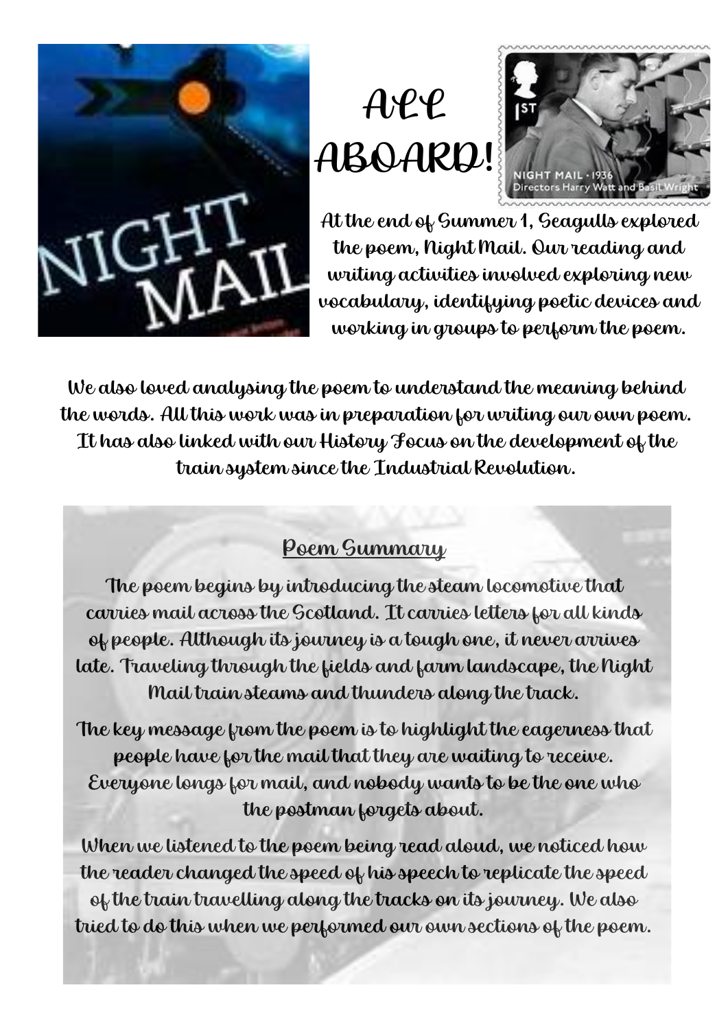# ALL ABOARD!

At the end of Summer 1, Seagulls explored the poem, Night Mail. Our reading and writing activities involved exploring new vocabulary, identifying poetic devices and working in groups to perform the poem.

We also loved analysing the poem to understand the meaning behind the words. All this work was in preparation for writing our own poem. It has also linked with our History Focus on the development of the train system since the Industrial Revolution.

## Poem Summary

The poem begins by introducing the steam locomotive that carries mail across the Scotland. It carries letters for all kinds of people. Although its journey is a tough one, it never arrives late. Traveling through the fields and farm landscape, the Night Mail train steams and thunders along the track.

The key message from the poem is to highlight the eagerness that people have for the mail that they are waiting to receive. Everyone longs for mail, and nobody wants to be the one who the postman forgets about.

When we listened to the poem being read aloud, we noticed how the reader changed the speed of his speech to replicate the speed of the train travelling along the tracks on its journey. We also tried to do this when we performed our own sections of the poem.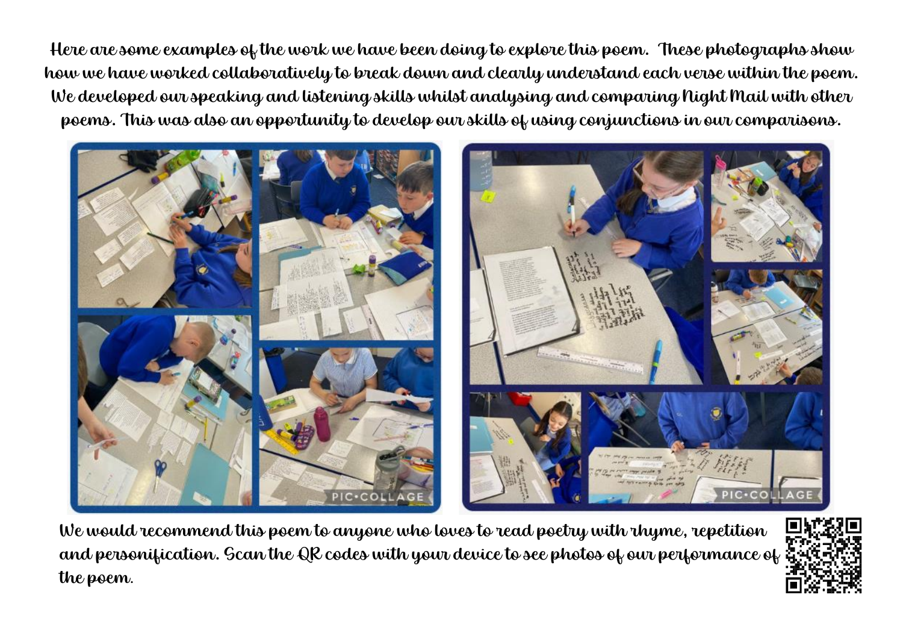Here are some examples of the work we have been doing to explore this poem. These photographs show how we have worked collaboratively to break down and clearly understand each verse within the poem. We developed our speaking and listening skills whilst analysing and comparing Night Mail with other poems. This was also an opportunity to develop our skills of using conjunctions in our comparisons.

We would recommend this poem to anyone who loves to read poetry with rhyme, repetition and personification. Scan the QR codes with your device to see photos of our performance of the poem.